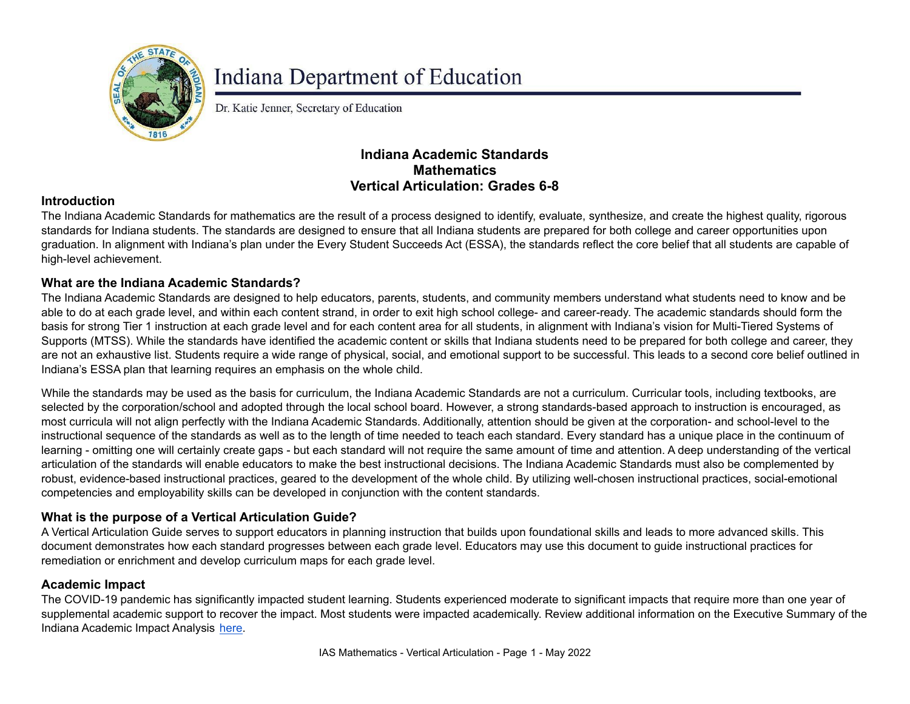Indana Department of Education

Dr. Katie Jenner, Secretary of Education

# Indiana Academic Standards
# Mathematics
# Vertical Articulation: Grades 6-8

## Introduction

The Indiana Academic Standards for mathematics are the result of a process designed to identify, evaluate, synthesize, and create the highest quality, rigorous standards for Indiana students. The standards are designed to ensure that all Indiana students are prepared for both college and career opportunities upon graduation. In alignment with Indiana's plan under the Every Student Succeeds Act (ESSA), the standards reflect the core belief that all students are capable of high-level achievement.

## What are the Indiana Academic Standards?

The Indiana Academic Standards are designed to help educators, parents, students, and community members understand what students need to know and be able to do at each grade level, and within each content strand, in order to exit high school college- and career-ready. The academic standards should form the basis for strong Tier 1 instruction at each grade level and for each content area for all students, in alignment with Indiana's vision for Multi-Tiered Systems of Supports (MTSS). While the standards have identified the academic content or skills that Indiana students need to be prepared for both college and career, they are not an exhaustive list. Students require a wide range of physical, social, and emotional support to be successful. This leads to a second core belief outlined in Indiana's ESSA plan that learning requires an emphasis on the whole child.

While the standards may be used as the basis for curriculum, the Indiana Academic Standards are not a curriculum. Curricular tools, including textbooks, are selected by the corporation/school and adopted through the local school board. However, a strong standards-based approach to instruction is encouraged, as most curricula will not align perfectly with the Indiana Academic Standards. Additionally, attention should be given at the corporation- and school-level to the instructional sequence of the standards as well as to the length of time needed to teach each standard. Every standard has a unique place in the continuum of learning - omitting one will certainly create gaps - but each standard will not require the same amount of time and attention. A deep understanding of the vertical articulation of the standards will enable educators to make the best instructional decisions. The Indiana Academic Standards must also be complemented by robust, evidence-based instructional practices, geared to the development of the whole child. By utilizing well-chosen instructional practices, social-emotional competencies and employability skills can be developed in conjunction with the content standards.

## What is the purpose of a Vertical Articulation Guide?

A Vertical Articulation Guide serves to support educators in planning instruction that builds upon foundational skills and leads to more advanced skills. This document demonstrates how each standard progresses between each grade level. Educators may use this document to guide instructional practices for remediation or enrichment and develop curriculum maps for each grade level.

## Academic Impact

The COVID-19 pandemic has significantly impacted student learning. Students experienced moderate to significant impacts that require more than one year of supplemental academic support to recover the impact. Most students were impacted academically. Review additional information on the Executive Summary of the Indiana Academic Impact Analysis here.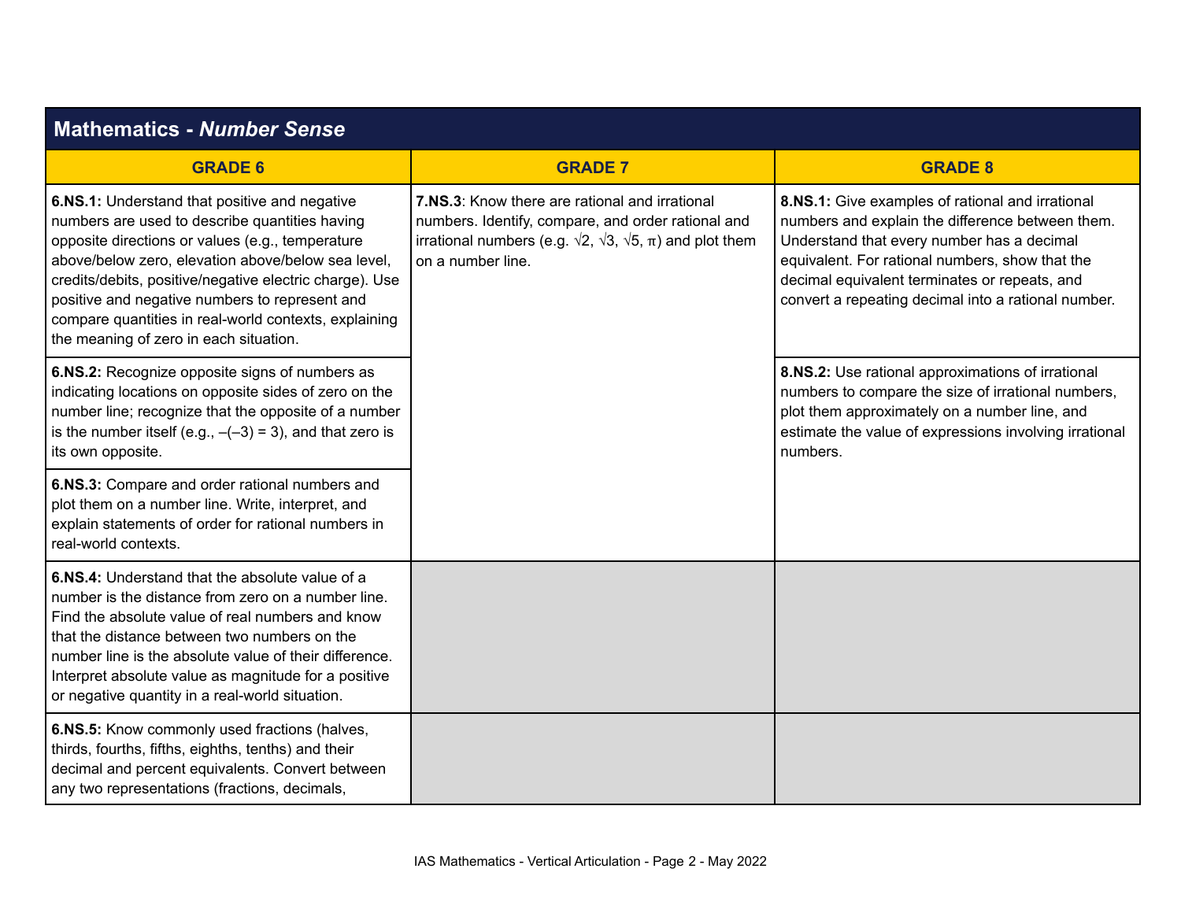## Mathematics - *Number Sense*

| GRADE 6 | GRADE 7 | GRADE 8 |
|---|---|---|
| **6.NS.1:** Understand that positive and negative numbers are used to describe quantities having opposite directions or values (e.g., temperature above/below zero, elevation above/below sea level, credits/debits, positive/negative electric charge). Use positive and negative numbers to represent and compare quantities in real-world contexts, explaining the meaning of zero in each situation. | **7.NS.3**: Know there are rational and irrational numbers. Identify, compare, and order rational and irrational numbers (e.g. $\sqrt{2}$, $\sqrt{3}$, $\sqrt{5}$, $\pi$) and plot them on a number line. | **8.NS.1:** Give examples of rational and irrational numbers and explain the difference between them. Understand that every number has a decimal equivalent. For rational numbers, show that the decimal equivalent terminates or repeats, and convert a repeating decimal into a rational number. |
| **6.NS.2:** Recognize opposite signs of numbers as indicating locations on opposite sides of zero on the number line; recognize that the opposite of a number is the number itself (e.g., $-(-3) = 3$), and that zero is its own opposite. | | **8.NS.2:** Use rational approximations of irrational numbers to compare the size of irrational numbers, plot them approximately on a number line, and estimate the value of expressions involving irrational numbers. |
| **6.NS.3:** Compare and order rational numbers and plot them on a number line. Write, interpret, and explain statements of order for rational numbers in real-world contexts. | | |
| **6.NS.4:** Understand that the absolute value of a number is the distance from zero on a number line. Find the absolute value of real numbers and know that the distance between two numbers on the number line is the absolute value of their difference. Interpret absolute value as magnitude for a positive or negative quantity in a real-world situation. | | |
| **6.NS.5:** Know commonly used fractions (halves, thirds, fourths, fifths, eighths, tenths) and their decimal and percent equivalents. Convert between any two representations (fractions, decimals, | | |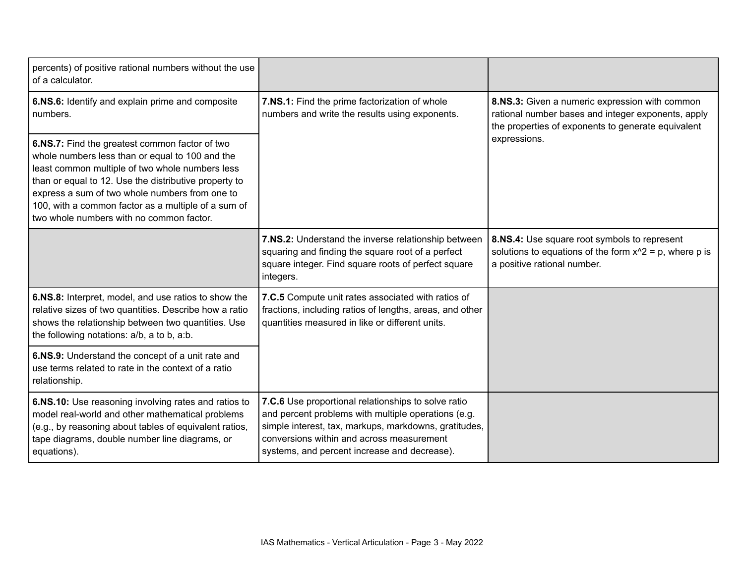| | | |
|---|---|---|
| percents) of positive rational numbers without the use of a calculator. | | |
| **6.NS.6:** Identify and explain prime and composite numbers. | **7.NS.1:** Find the prime factorization of whole numbers and write the results using exponents. | **8.NS.3:** Given a numeric expression with common rational number bases and integer exponents, apply the properties of exponents to generate equivalent expressions. |
| **6.NS.7:** Find the greatest common factor of two whole numbers less than or equal to 100 and the least common multiple of two whole numbers less than or equal to 12. Use the distributive property to express a sum of two whole numbers from one to 100, with a common factor as a multiple of a sum of two whole numbers with no common factor. | | |
| | **7.NS.2:** Understand the inverse relationship between squaring and finding the square root of a perfect square integer. Find square roots of perfect square integers. | **8.NS.4:** Use square root symbols to represent solutions to equations of the form x^2 = p, where p is a positive rational number. |
| **6.NS.8:** Interpret, model, and use ratios to show the relative sizes of two quantities. Describe how a ratio shows the relationship between two quantities. Use the following notations: a/b, a to b, a:b. | **7.C.5** Compute unit rates associated with ratios of fractions, including ratios of lengths, areas, and other quantities measured in like or different units. | |
| **6.NS.9:** Understand the concept of a unit rate and use terms related to rate in the context of a ratio relationship. | | |
| **6.NS.10:** Use reasoning involving rates and ratios to model real-world and other mathematical problems (e.g., by reasoning about tables of equivalent ratios, tape diagrams, double number line diagrams, or equations). | **7.C.6** Use proportional relationships to solve ratio and percent problems with multiple operations (e.g. simple interest, tax, markups, markdowns, gratitudes, conversions within and across measurement systems, and percent increase and decrease). | |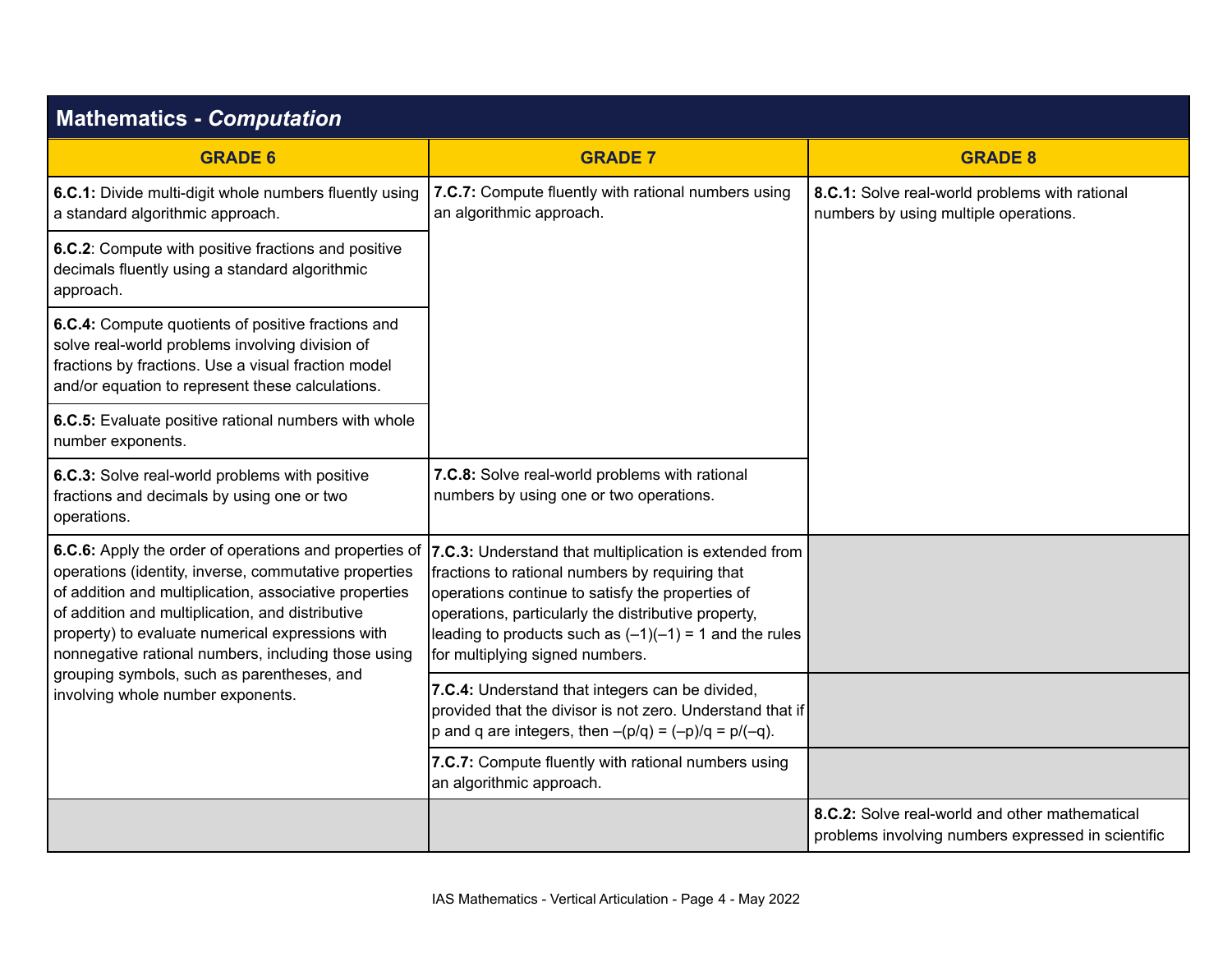| Mathematics - *Computation* | | |
|---|---|---|
| **GRADE 6** | **GRADE 7** | **GRADE 8** |
| **6.C.1:** Divide multi-digit whole numbers fluently using a standard algorithmic approach. | **7.C.7:** Compute fluently with rational numbers using an algorithmic approach. | **8.C.1:** Solve real-world problems with rational numbers by using multiple operations. |
| **6.C.2**: Compute with positive fractions and positive decimals fluently using a standard algorithmic approach. | | |
| **6.C.4:** Compute quotients of positive fractions and solve real-world problems involving division of fractions by fractions. Use a visual fraction model and/or equation to represent these calculations. | | |
| **6.C.5:** Evaluate positive rational numbers with whole number exponents. | | |
| **6.C.3:** Solve real-world problems with positive fractions and decimals by using one or two operations. | **7.C.8:** Solve real-world problems with rational numbers by using one or two operations. | |
| **6.C.6:** Apply the order of operations and properties of operations (identity, inverse, commutative properties of addition and multiplication, associative properties of addition and multiplication, and distributive property) to evaluate numerical expressions with nonnegative rational numbers, including those using grouping symbols, such as parentheses, and involving whole number exponents. | **7.C.3:** Understand that multiplication is extended from fractions to rational numbers by requiring that operations continue to satisfy the properties of operations, particularly the distributive property, leading to products such as $(-1)(-1) = 1$ and the rules for multiplying signed numbers. | |
| | **7.C.4:** Understand that integers can be divided, provided that the divisor is not zero. Understand that if p and q are integers, then $-(p/q) = (-p)/q = p/(-q)$. | |
| | **7.C.7:** Compute fluently with rational numbers using an algorithmic approach. | |
| | | **8.C.2:** Solve real-world and other mathematical problems involving numbers expressed in scientific |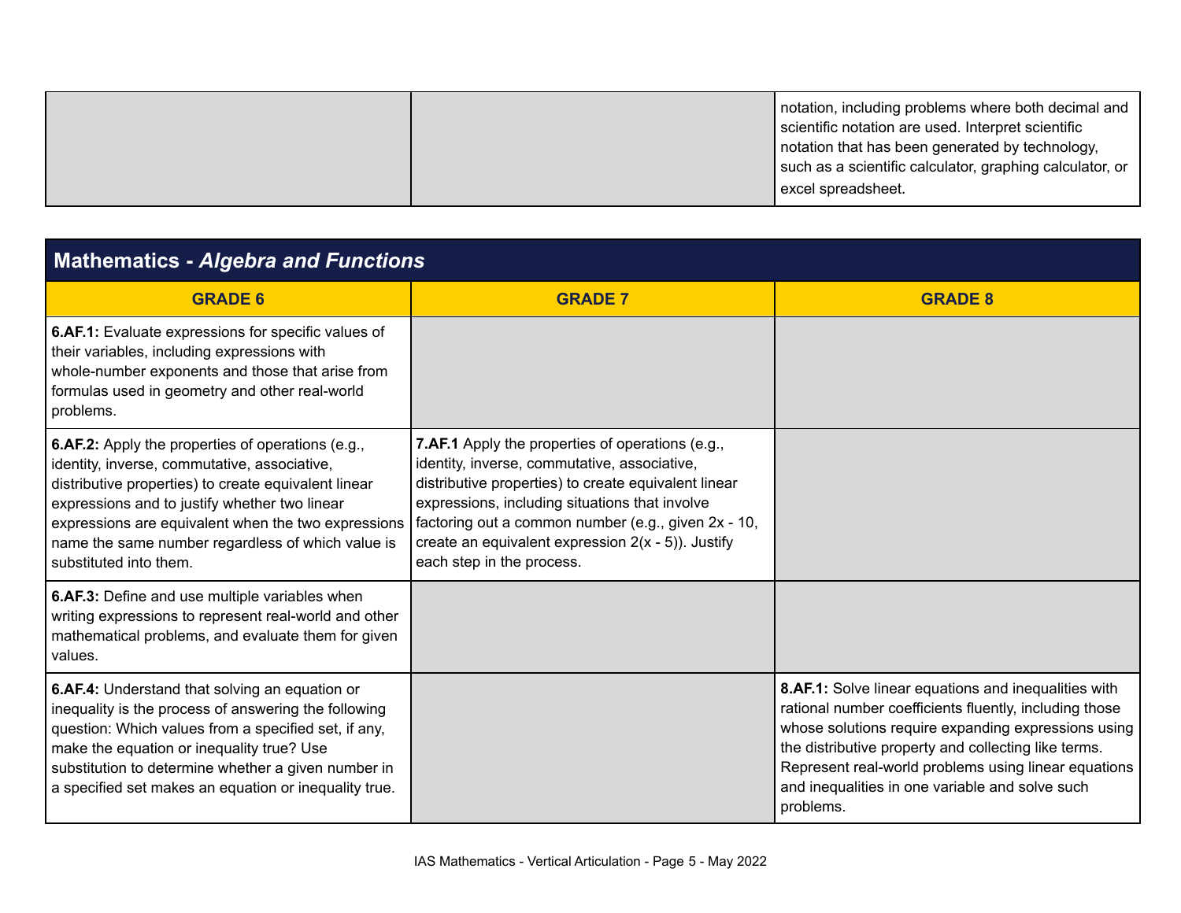| | | |
|---|---|---|
| | | notation, including problems where both decimal and scientific notation are used. Interpret scientific notation that has been generated by technology, such as a scientific calculator, graphing calculator, or excel spreadsheet. |

| **Mathematics - *Algebra and Functions*** | | |
|---|---|---|
| **GRADE 6** | **GRADE 7** | **GRADE 8** |
| **6.AF.1:** Evaluate expressions for specific values of their variables, including expressions with whole-number exponents and those that arise from formulas used in geometry and other real-world problems. | | |
| **6.AF.2:** Apply the properties of operations (e.g., identity, inverse, commutative, associative, distributive properties) to create equivalent linear expressions and to justify whether two linear expressions are equivalent when the two expressions name the same number regardless of which value is substituted into them. | **7.AF.1** Apply the properties of operations (e.g., identity, inverse, commutative, associative, distributive properties) to create equivalent linear expressions, including situations that involve factoring out a common number (e.g., given $2x - 10$, create an equivalent expression $2(x - 5)$). Justify each step in the process. | |
| **6.AF.3:** Define and use multiple variables when writing expressions to represent real-world and other mathematical problems, and evaluate them for given values. | | |
| **6.AF.4:** Understand that solving an equation or inequality is the process of answering the following question: Which values from a specified set, if any, make the equation or inequality true? Use substitution to determine whether a given number in a specified set makes an equation or inequality true. | | **8.AF.1:** Solve linear equations and inequalities with rational number coefficients fluently, including those whose solutions require expanding expressions using the distributive property and collecting like terms. Represent real-world problems using linear equations and inequalities in one variable and solve such problems. |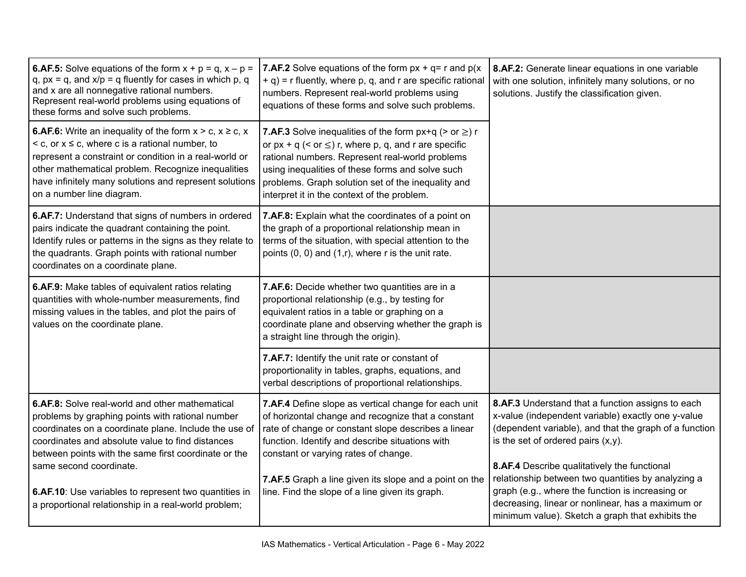| | | |
|---|---|---|
| **6.AF.5:** Solve equations of the form $x + p = q$, $x – p = q$, $px = q$, and $x/p = q$ fluently for cases in which p, q and x are all nonnegative rational numbers. Represent real-world problems using equations of these forms and solve such problems. | **7.AF.2** Solve equations of the form $px + q= r$ and $p(x + q) = r$ fluently, where p, q, and r are specific rational numbers. Represent real-world problems using equations of these forms and solve such problems. | **8.AF.2:** Generate linear equations in one variable with one solution, infinitely many solutions, or no solutions. Justify the classification given. |
| **6.AF.6:** Write an inequality of the form $x > c$, $x \geq c$, $x < c$, or $x \leq c$, where c is a rational number, to represent a constraint or condition in a real-world or other mathematical problem. Recognize inequalities have infinitely many solutions and represent solutions on a number line diagram. | **7.AF.3** Solve inequalities of the form $px+q$ ($>$ or $\geq$) r or $px + q$ ($<$ or $\leq$) r, where p, q, and r are specific rational numbers. Represent real-world problems using inequalities of these forms and solve such problems. Graph solution set of the inequality and interpret it in the context of the problem. | |
| **6.AF.7:** Understand that signs of numbers in ordered pairs indicate the quadrant containing the point. Identify rules or patterns in the signs as they relate to the quadrants. Graph points with rational number coordinates on a coordinate plane. | **7.AF.8:** Explain what the coordinates of a point on the graph of a proportional relationship mean in terms of the situation, with special attention to the points (0, 0) and (1,r), where r is the unit rate. | |
| **6.AF.9:** Make tables of equivalent ratios relating quantities with whole-number measurements, find missing values in the tables, and plot the pairs of values on the coordinate plane. | **7.AF.6:** Decide whether two quantities are in a proportional relationship (e.g., by testing for equivalent ratios in a table or graphing on a coordinate plane and observing whether the graph is a straight line through the origin). | |
| | **7.AF.7:** Identify the unit rate or constant of proportionality in tables, graphs, equations, and verbal descriptions of proportional relationships. | |
| **6.AF.8:** Solve real-world and other mathematical problems by graphing points with rational number coordinates on a coordinate plane. Include the use of coordinates and absolute value to find distances between points with the same first coordinate or the same second coordinate.<br><br>**6.AF.10**: Use variables to represent two quantities in a proportional relationship in a real-world problem; | **7.AF.4** Define slope as vertical change for each unit of horizontal change and recognize that a constant rate of change or constant slope describes a linear function. Identify and describe situations with constant or varying rates of change.<br><br>**7.AF.5** Graph a line given its slope and a point on the line. Find the slope of a line given its graph. | **8.AF.3** Understand that a function assigns to each x-value (independent variable) exactly one y-value (dependent variable), and that the graph of a function is the set of ordered pairs (x,y).<br><br>**8.AF.4** Describe qualitatively the functional relationship between two quantities by analyzing a graph (e.g., where the function is increasing or decreasing, linear or nonlinear, has a maximum or minimum value). Sketch a graph that exhibits the |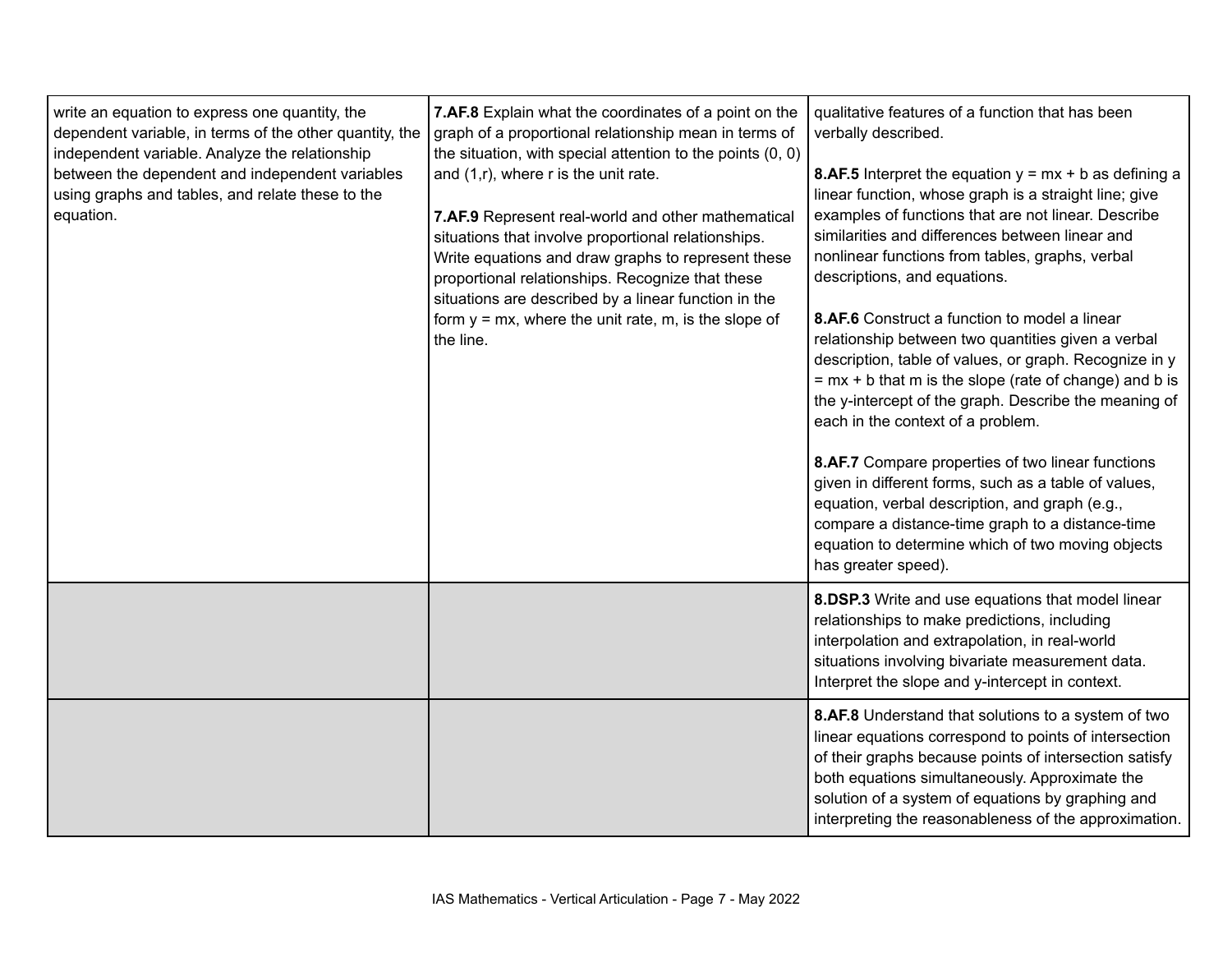| | | |
|---|---|---|
| write an equation to express one quantity, the dependent variable, in terms of the other quantity, the independent variable. Analyze the relationship between the dependent and independent variables using graphs and tables, and relate these to the equation. | **7.AF.8** Explain what the coordinates of a point on the graph of a proportional relationship mean in terms of the situation, with special attention to the points (0, 0) and (1,r), where r is the unit rate.<br><br>**7.AF.9** Represent real-world and other mathematical situations that involve proportional relationships. Write equations and draw graphs to represent these proportional relationships. Recognize that these situations are described by a linear function in the form $y = mx$, where the unit rate, m, is the slope of the line. | qualitative features of a function that has been verbally described.<br><br>**8.AF.5** Interpret the equation $y = mx + b$ as defining a linear function, whose graph is a straight line; give examples of functions that are not linear. Describe similarities and differences between linear and nonlinear functions from tables, graphs, verbal descriptions, and equations.<br><br>**8.AF.6** Construct a function to model a linear relationship between two quantities given a verbal description, table of values, or graph. Recognize in $y = mx + b$ that m is the slope (rate of change) and b is the y-intercept of the graph. Describe the meaning of each in the context of a problem.<br><br>**8.AF.7** Compare properties of two linear functions given in different forms, such as a table of values, equation, verbal description, and graph (e.g., compare a distance-time graph to a distance-time equation to determine which of two moving objects has greater speed). |
| | | **8.DSP.3** Write and use equations that model linear relationships to make predictions, including interpolation and extrapolation, in real-world situations involving bivariate measurement data. Interpret the slope and y-intercept in context. |
| | | **8.AF.8** Understand that solutions to a system of two linear equations correspond to points of intersection of their graphs because points of intersection satisfy both equations simultaneously. Approximate the solution of a system of equations by graphing and interpreting the reasonableness of the approximation. |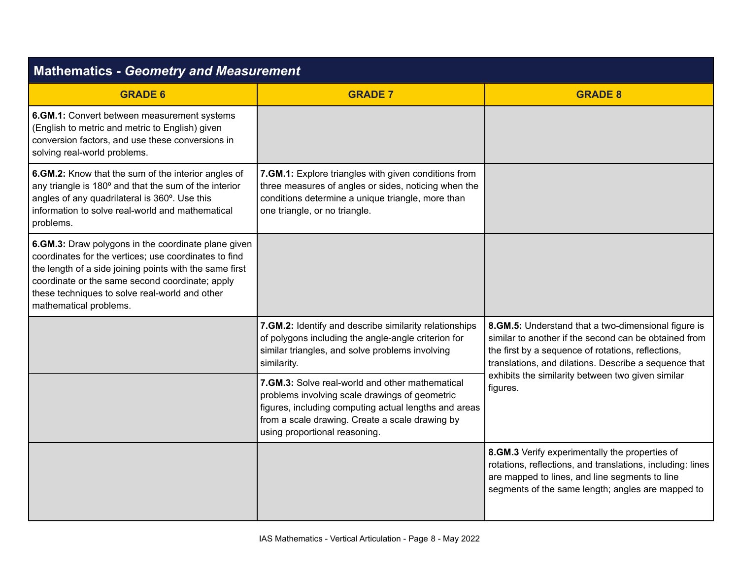| Mathematics - *Geometry and Measurement* | | |
|---|---|---|
| **GRADE 6** | **GRADE 7** | **GRADE 8** |
| **6.GM.1:** Convert between measurement systems (English to metric and metric to English) given conversion factors, and use these conversions in solving real-world problems. | | |
| **6.GM.2:** Know that the sum of the interior angles of any triangle is 180º and that the sum of the interior angles of any quadrilateral is 360º. Use this information to solve real-world and mathematical problems. | **7.GM.1:** Explore triangles with given conditions from three measures of angles or sides, noticing when the conditions determine a unique triangle, more than one triangle, or no triangle. | |
| **6.GM.3:** Draw polygons in the coordinate plane given coordinates for the vertices; use coordinates to find the length of a side joining points with the same first coordinate or the same second coordinate; apply these techniques to solve real-world and other mathematical problems. | | |
| | **7.GM.2:** Identify and describe similarity relationships of polygons including the angle-angle criterion for similar triangles, and solve problems involving similarity. | **8.GM.5:** Understand that a two-dimensional figure is similar to another if the second can be obtained from the first by a sequence of rotations, reflections, translations, and dilations. Describe a sequence that exhibits the similarity between two given similar figures. |
| | **7.GM.3:** Solve real-world and other mathematical problems involving scale drawings of geometric figures, including computing actual lengths and areas from a scale drawing. Create a scale drawing by using proportional reasoning. | |
| | | **8.GM.3** Verify experimentally the properties of rotations, reflections, and translations, including: lines are mapped to lines, and line segments to line segments of the same length; angles are mapped to |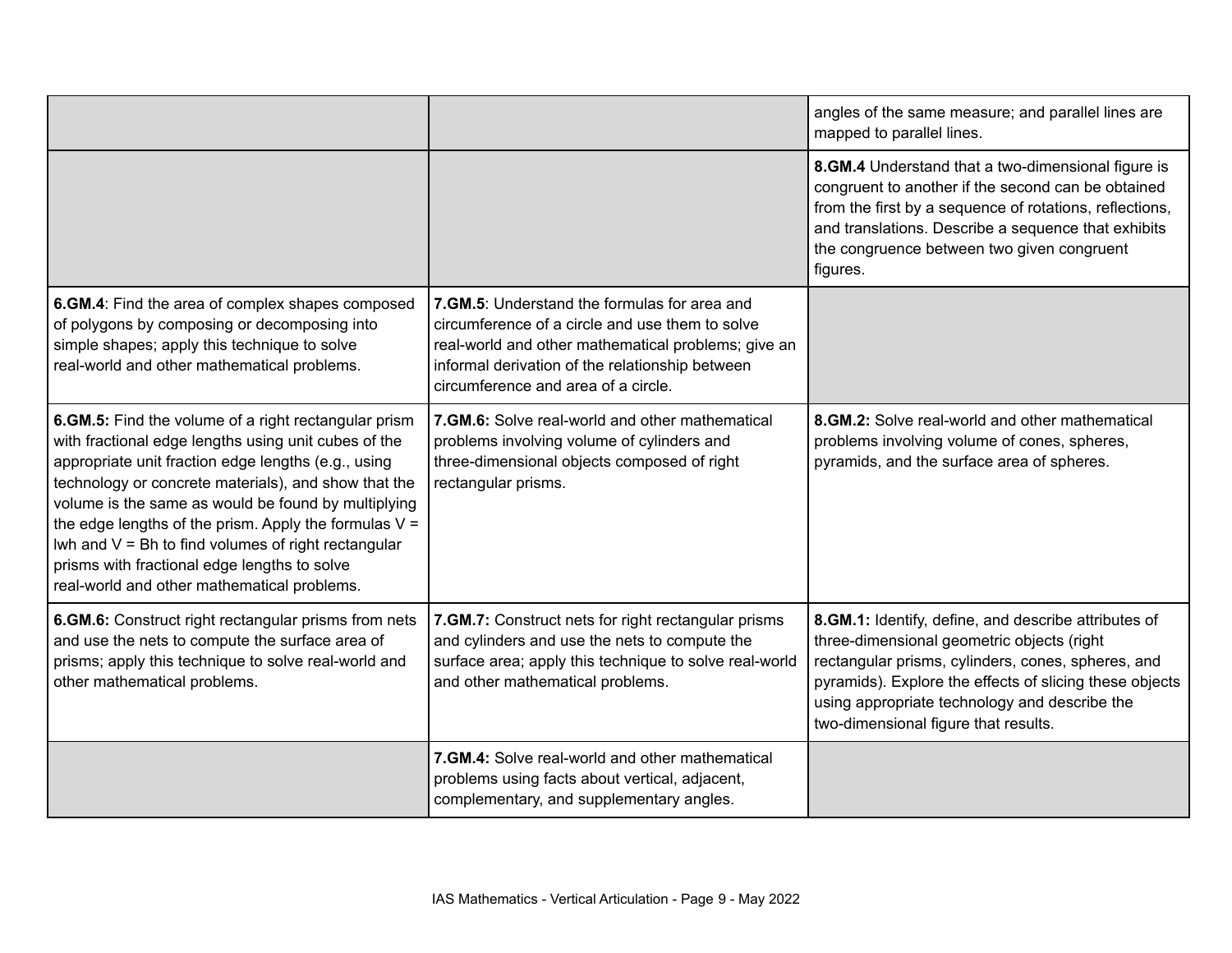| | | |
|---|---|---|
| | | angles of the same measure; and parallel lines are mapped to parallel lines. |
| | | **8.GM.4** Understand that a two-dimensional figure is congruent to another if the second can be obtained from the first by a sequence of rotations, reflections, and translations. Describe a sequence that exhibits the congruence between two given congruent figures. |
| **6.GM.4**: Find the area of complex shapes composed of polygons by composing or decomposing into simple shapes; apply this technique to solve real-world and other mathematical problems. | **7.GM.5**: Understand the formulas for area and circumference of a circle and use them to solve real-world and other mathematical problems; give an informal derivation of the relationship between circumference and area of a circle. | |
| **6.GM.5:** Find the volume of a right rectangular prism with fractional edge lengths using unit cubes of the appropriate unit fraction edge lengths (e.g., using technology or concrete materials), and show that the volume is the same as would be found by multiplying the edge lengths of the prism. Apply the formulas $V = lwh$ and $V = Bh$ to find volumes of right rectangular prisms with fractional edge lengths to solve real-world and other mathematical problems. | **7.GM.6:** Solve real-world and other mathematical problems involving volume of cylinders and three-dimensional objects composed of right rectangular prisms. | **8.GM.2:** Solve real-world and other mathematical problems involving volume of cones, spheres, pyramids, and the surface area of spheres. |
| **6.GM.6:** Construct right rectangular prisms from nets and use the nets to compute the surface area of prisms; apply this technique to solve real-world and other mathematical problems. | **7.GM.7:** Construct nets for right rectangular prisms and cylinders and use the nets to compute the surface area; apply this technique to solve real-world and other mathematical problems. | **8.GM.1:** Identify, define, and describe attributes of three-dimensional geometric objects (right rectangular prisms, cylinders, cones, spheres, and pyramids). Explore the effects of slicing these objects using appropriate technology and describe the two-dimensional figure that results. |
| | **7.GM.4:** Solve real-world and other mathematical problems using facts about vertical, adjacent, complementary, and supplementary angles. | |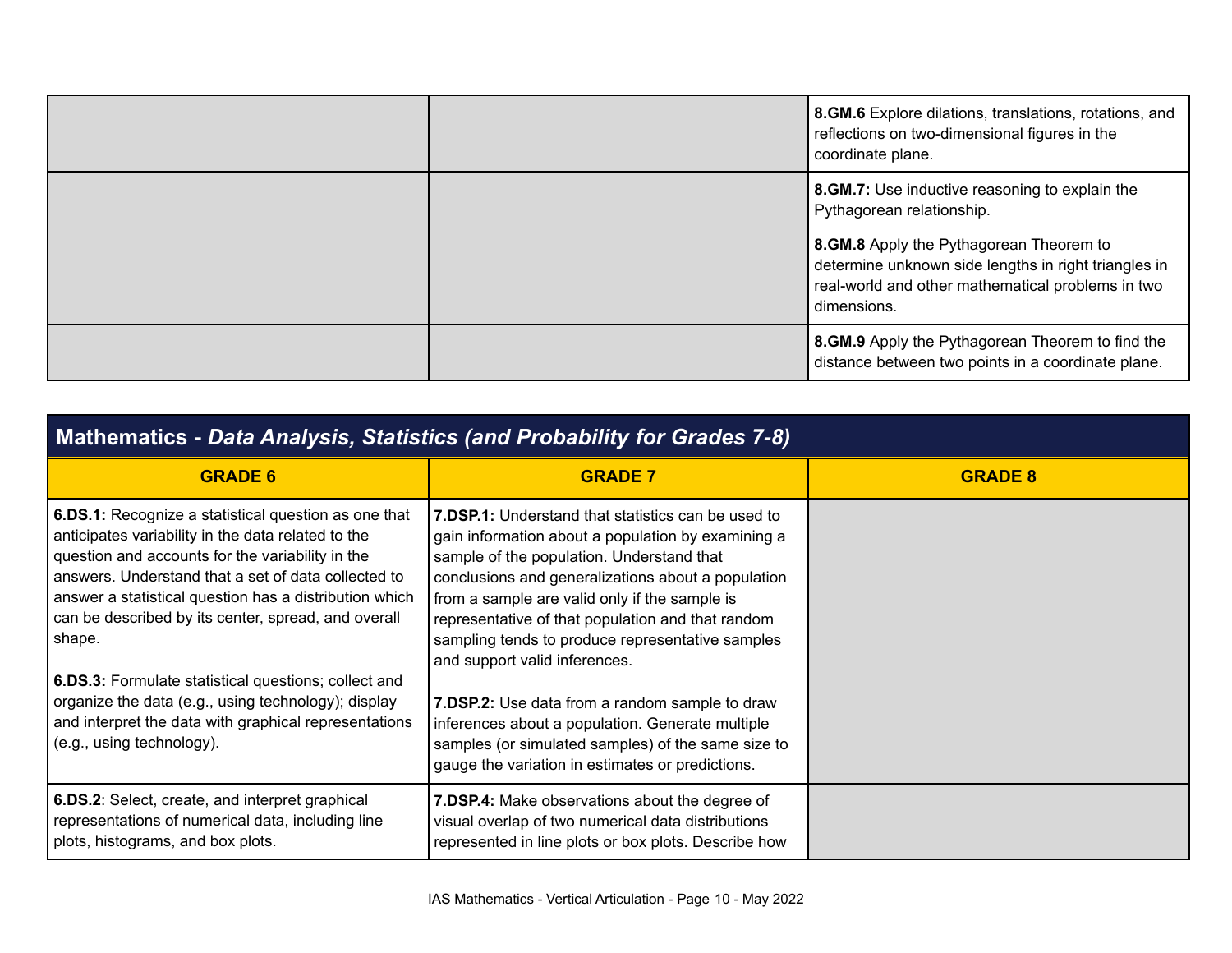| | | |
|---|---|---|
| | | **8.GM.6** Explore dilations, translations, rotations, and reflections on two-dimensional figures in the coordinate plane. |
| | | **8.GM.7:** Use inductive reasoning to explain the Pythagorean relationship. |
| | | **8.GM.8** Apply the Pythagorean Theorem to determine unknown side lengths in right triangles in real-world and other mathematical problems in two dimensions. |
| | | **8.GM.9** Apply the Pythagorean Theorem to find the distance between two points in a coordinate plane. |

## Mathematics - *Data Analysis, Statistics (and Probability for Grades 7-8)*

| GRADE 6 | GRADE 7 | GRADE 8 |
|---|---|---|
| **6.DS.1:** Recognize a statistical question as one that anticipates variability in the data related to the question and accounts for the variability in the answers. Understand that a set of data collected to answer a statistical question has a distribution which can be described by its center, spread, and overall shape.<br><br>**6.DS.3:** Formulate statistical questions; collect and organize the data (e.g., using technology); display and interpret the data with graphical representations (e.g., using technology). | **7.DSP.1:** Understand that statistics can be used to gain information about a population by examining a sample of the population. Understand that conclusions and generalizations about a population from a sample are valid only if the sample is representative of that population and that random sampling tends to produce representative samples and support valid inferences.<br><br>**7.DSP.2:** Use data from a random sample to draw inferences about a population. Generate multiple samples (or simulated samples) of the same size to gauge the variation in estimates or predictions. | |
| **6.DS.2**: Select, create, and interpret graphical representations of numerical data, including line plots, histograms, and box plots. | **7.DSP.4:** Make observations about the degree of visual overlap of two numerical data distributions represented in line plots or box plots. Describe how | |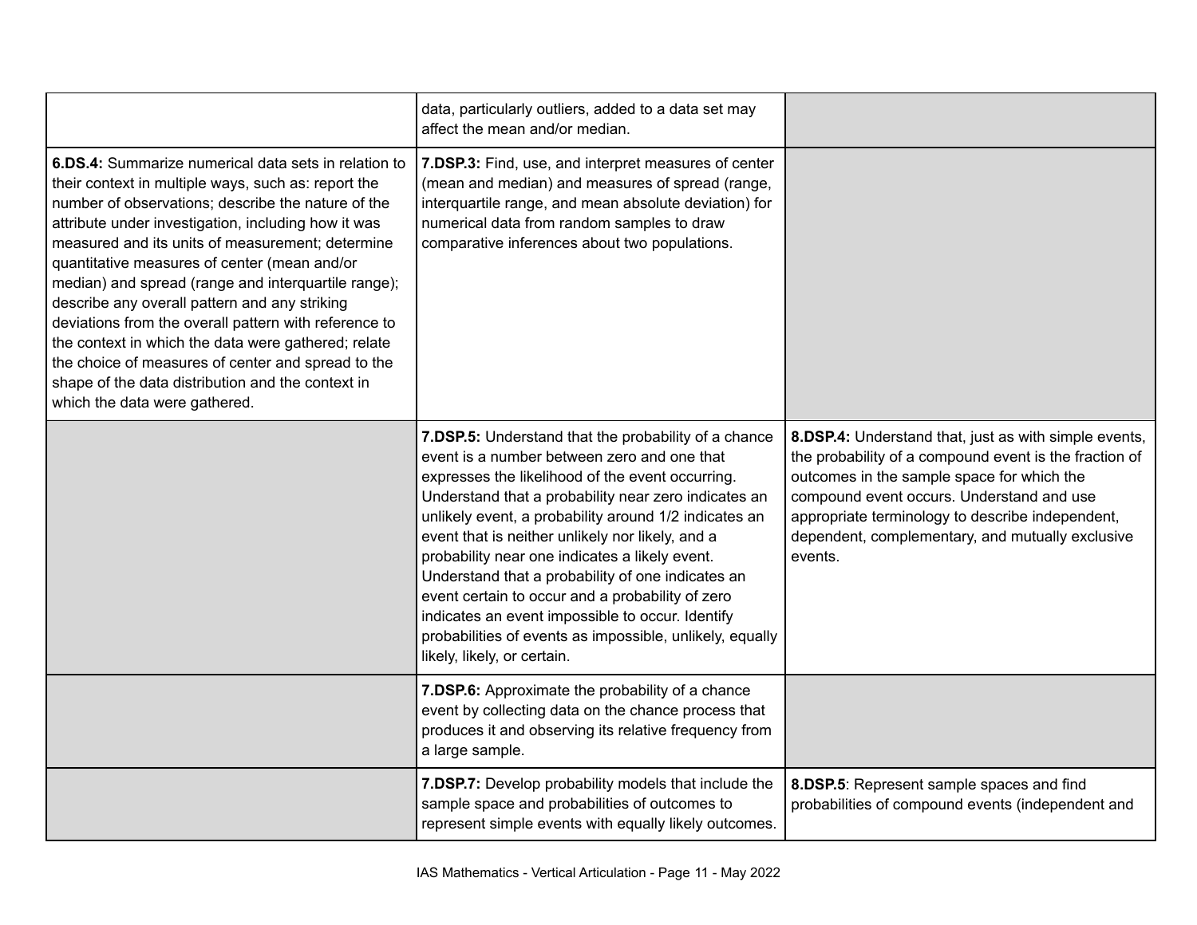|  |  |  |
|---|---|---|
|  | data, particularly outliers, added to a data set may affect the mean and/or median. |  |
| **6.DS.4:** Summarize numerical data sets in relation to their context in multiple ways, such as: report the number of observations; describe the nature of the attribute under investigation, including how it was measured and its units of measurement; determine quantitative measures of center (mean and/or median) and spread (range and interquartile range); describe any overall pattern and any striking deviations from the overall pattern with reference to the context in which the data were gathered; relate the choice of measures of center and spread to the shape of the data distribution and the context in which the data were gathered. | **7.DSP.3:** Find, use, and interpret measures of center (mean and median) and measures of spread (range, interquartile range, and mean absolute deviation) for numerical data from random samples to draw comparative inferences about two populations. |  |
|  | **7.DSP.5:** Understand that the probability of a chance event is a number between zero and one that expresses the likelihood of the event occurring. Understand that a probability near zero indicates an unlikely event, a probability around 1/2 indicates an event that is neither unlikely nor likely, and a probability near one indicates a likely event. Understand that a probability of one indicates an event certain to occur and a probability of zero indicates an event impossible to occur. Identify probabilities of events as impossible, unlikely, equally likely, likely, or certain. | **8.DSP.4:** Understand that, just as with simple events, the probability of a compound event is the fraction of outcomes in the sample space for which the compound event occurs. Understand and use appropriate terminology to describe independent, dependent, complementary, and mutually exclusive events. |
|  | **7.DSP.6:** Approximate the probability of a chance event by collecting data on the chance process that produces it and observing its relative frequency from a large sample. |  |
|  | **7.DSP.7:** Develop probability models that include the sample space and probabilities of outcomes to represent simple events with equally likely outcomes. | **8.DSP.5**: Represent sample spaces and find probabilities of compound events (independent and |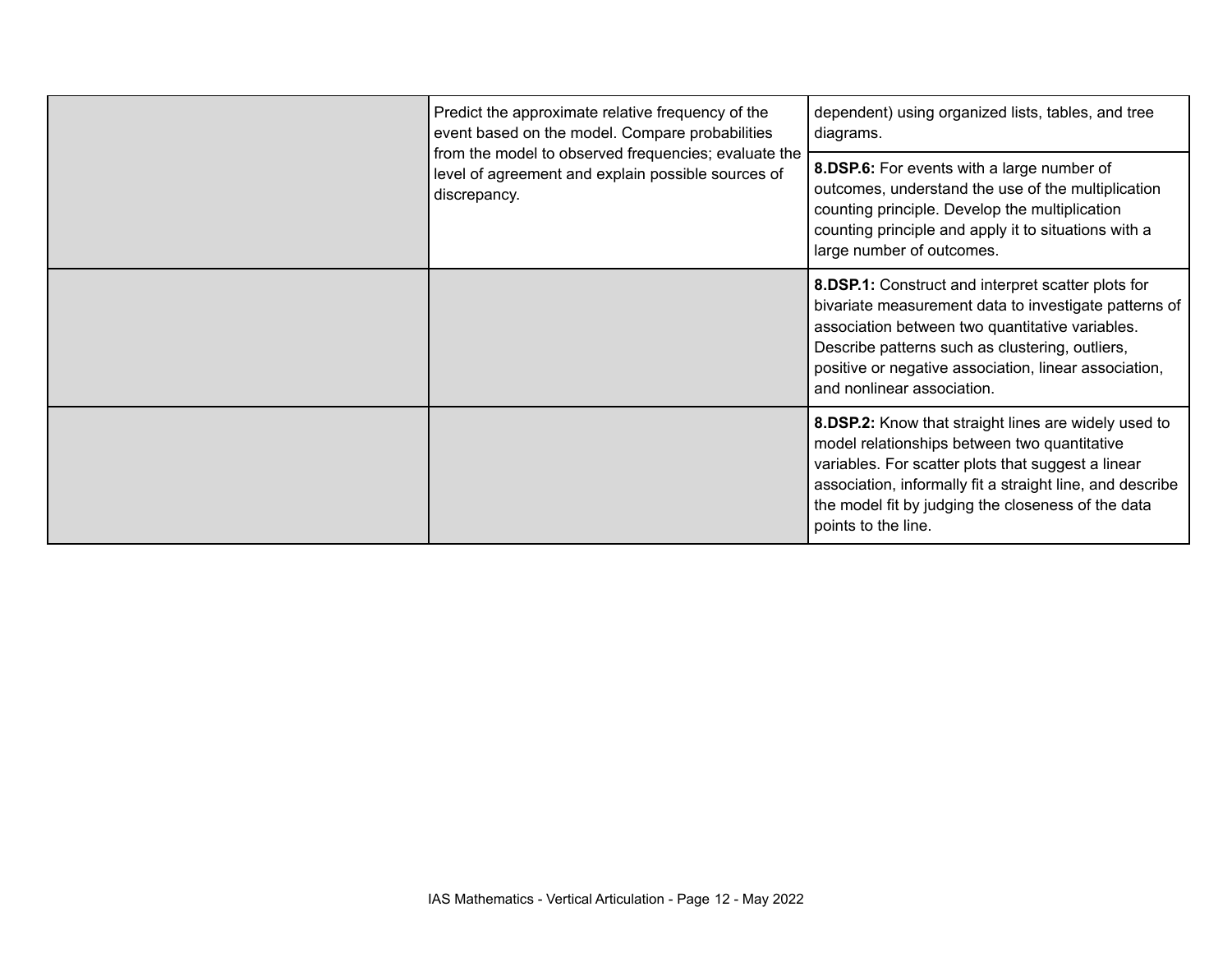| | | |
|---|---|---|
| | Predict the approximate relative frequency of the event based on the model. Compare probabilities from the model to observed frequencies; evaluate the level of agreement and explain possible sources of discrepancy. | dependent) using organized lists, tables, and tree diagrams. |
| | | **8.DSP.6:** For events with a large number of outcomes, understand the use of the multiplication counting principle. Develop the multiplication counting principle and apply it to situations with a large number of outcomes. |
| | | **8.DSP.1:** Construct and interpret scatter plots for bivariate measurement data to investigate patterns of association between two quantitative variables. Describe patterns such as clustering, outliers, positive or negative association, linear association, and nonlinear association. |
| | | **8.DSP.2:** Know that straight lines are widely used to model relationships between two quantitative variables. For scatter plots that suggest a linear association, informally fit a straight line, and describe the model fit by judging the closeness of the data points to the line. |